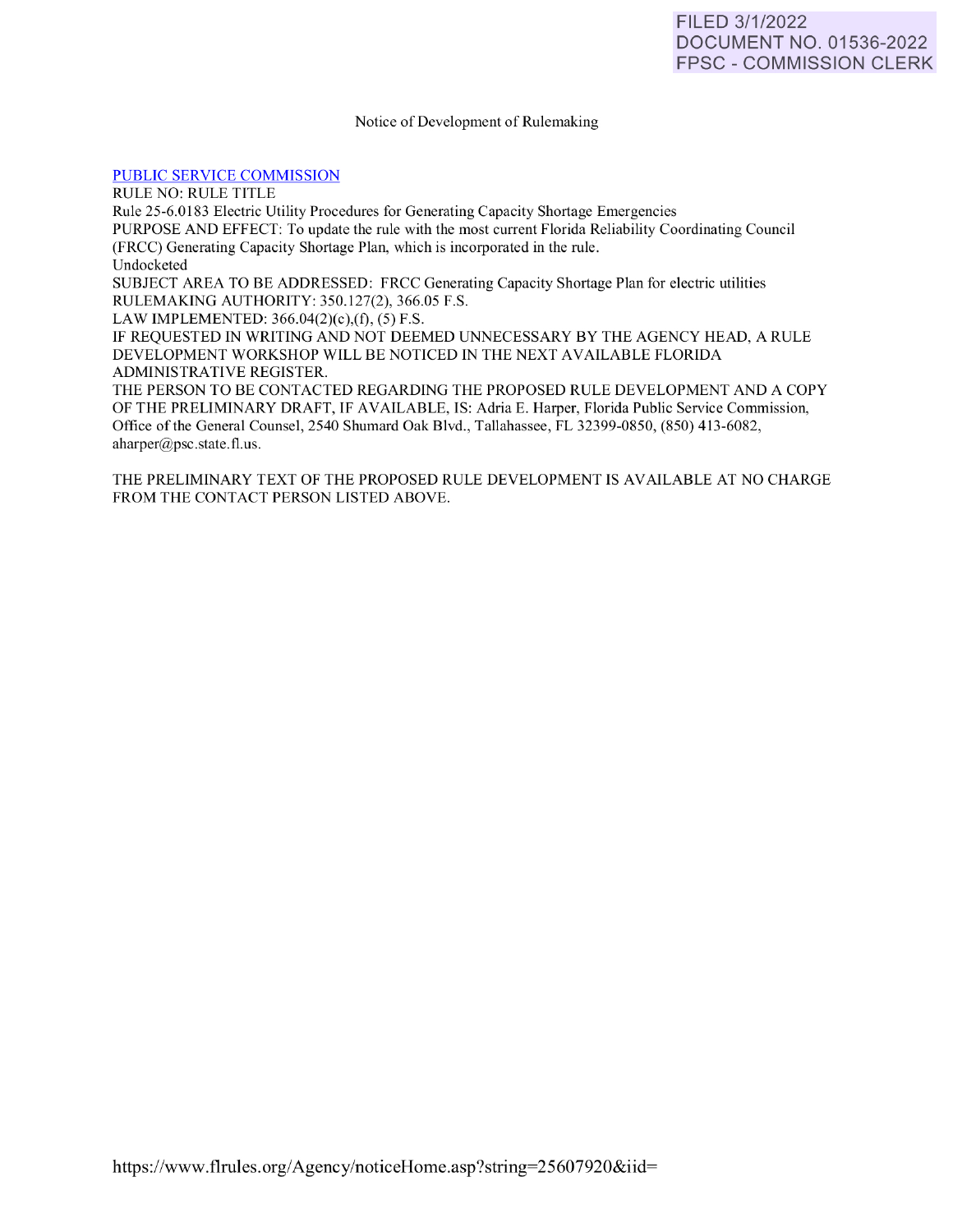FILED 3/1/2022
DOCUMENT NO. 01536-2022
FPSC - COMMISSION CLERK

Notice of Development of Rulemaking

PUBLIC SERVICE COMMISSION

RULE NO: RULE TITLE

Rule 25-6.0183 Electric Utility Procedures for Generating Capacity Shortage Emergencies

PURPOSE AND EFFECT: To update the rule with the most current Florida Reliability Coordinating Council (FRCC) Generating Capacity Shortage Plan, which is incorporated in the rule.

Undocketed

SUBJECT AREA TO BE ADDRESSED: FRCC Generating Capacity Shortage Plan for electric utilities

RULEMAKING AUTHORITY: 350.127(2), 366.05 F.S.

LAW IMPLEMENTED: 366.04(2)(c),(f), (5) F.S.

IF REQUESTED IN WRITING AND NOT DEEMED UNNECESSARY BY THE AGENCY HEAD, A RULE DEVELOPMENT WORKSHOP WILL BE NOTICED IN THE NEXT AVAILABLE FLORIDA ADMINISTRATIVE REGISTER.

THE PERSON TO BE CONTACTED REGARDING THE PROPOSED RULE DEVELOPMENT AND A COPY OF THE PRELIMINARY DRAFT, IF AVAILABLE, IS: Adria E. Harper, Florida Public Service Commission, Office of the General Counsel, 2540 Shumard Oak Blvd., Tallahassee, FL 32399-0850, (850) 413-6082, aharper@psc.state.fl.us.

THE PRELIMINARY TEXT OF THE PROPOSED RULE DEVELOPMENT IS AVAILABLE AT NO CHARGE FROM THE CONTACT PERSON LISTED ABOVE.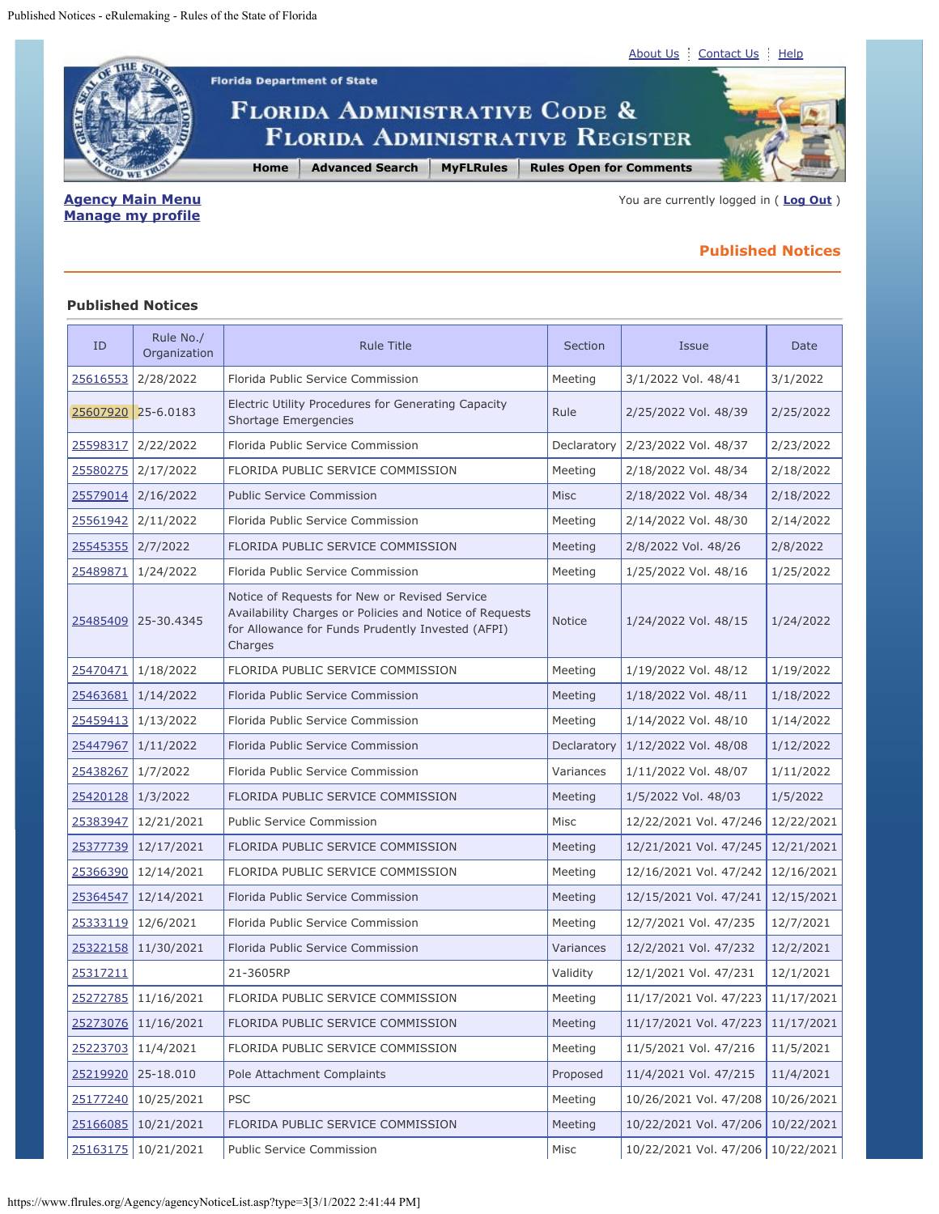About Us | Contact Us | Help

Florida Department of State

# Florida Administrative Code & Florida Administrative Register

Home | Advanced Search | MyFLRules | Rules Open for Comments

**Agency Main Menu**
**Manage my profile**

You are currently logged in ( **Log Out** )

## Published Notices

### Published Notices

| ID | Rule No./ Organization | Rule Title | Section | Issue | Date |
|---|---|---|---|---|---|
| 25616553 | 2/28/2022 | Florida Public Service Commission | Meeting | 3/1/2022 Vol. 48/41 | 3/1/2022 |
| 25607920 | 25-6.0183 | Electric Utility Procedures for Generating Capacity Shortage Emergencies | Rule | 2/25/2022 Vol. 48/39 | 2/25/2022 |
| 25598317 | 2/22/2022 | Florida Public Service Commission | Declaratory | 2/23/2022 Vol. 48/37 | 2/23/2022 |
| 25580275 | 2/17/2022 | FLORIDA PUBLIC SERVICE COMMISSION | Meeting | 2/18/2022 Vol. 48/34 | 2/18/2022 |
| 25579014 | 2/16/2022 | Public Service Commission | Misc | 2/18/2022 Vol. 48/34 | 2/18/2022 |
| 25561942 | 2/11/2022 | Florida Public Service Commission | Meeting | 2/14/2022 Vol. 48/30 | 2/14/2022 |
| 25545355 | 2/7/2022 | FLORIDA PUBLIC SERVICE COMMISSION | Meeting | 2/8/2022 Vol. 48/26 | 2/8/2022 |
| 25489871 | 1/24/2022 | Florida Public Service Commission | Meeting | 1/25/2022 Vol. 48/16 | 1/25/2022 |
| 25485409 | 25-30.4345 | Notice of Requests for New or Revised Service Availability Charges or Policies and Notice of Requests for Allowance for Funds Prudently Invested (AFPI) Charges | Notice | 1/24/2022 Vol. 48/15 | 1/24/2022 |
| 25470471 | 1/18/2022 | FLORIDA PUBLIC SERVICE COMMISSION | Meeting | 1/19/2022 Vol. 48/12 | 1/19/2022 |
| 25463681 | 1/14/2022 | Florida Public Service Commission | Meeting | 1/18/2022 Vol. 48/11 | 1/18/2022 |
| 25459413 | 1/13/2022 | Florida Public Service Commission | Meeting | 1/14/2022 Vol. 48/10 | 1/14/2022 |
| 25447967 | 1/11/2022 | Florida Public Service Commission | Declaratory | 1/12/2022 Vol. 48/08 | 1/12/2022 |
| 25438267 | 1/7/2022 | Florida Public Service Commission | Variances | 1/11/2022 Vol. 48/07 | 1/11/2022 |
| 25420128 | 1/3/2022 | FLORIDA PUBLIC SERVICE COMMISSION | Meeting | 1/5/2022 Vol. 48/03 | 1/5/2022 |
| 25383947 | 12/21/2021 | Public Service Commission | Misc | 12/22/2021 Vol. 47/246 | 12/22/2021 |
| 25377739 | 12/17/2021 | FLORIDA PUBLIC SERVICE COMMISSION | Meeting | 12/21/2021 Vol. 47/245 | 12/21/2021 |
| 25366390 | 12/14/2021 | FLORIDA PUBLIC SERVICE COMMISSION | Meeting | 12/16/2021 Vol. 47/242 | 12/16/2021 |
| 25364547 | 12/14/2021 | Florida Public Service Commission | Meeting | 12/15/2021 Vol. 47/241 | 12/15/2021 |
| 25333119 | 12/6/2021 | Florida Public Service Commission | Meeting | 12/7/2021 Vol. 47/235 | 12/7/2021 |
| 25322158 | 11/30/2021 | Florida Public Service Commission | Variances | 12/2/2021 Vol. 47/232 | 12/2/2021 |
| 25317211 | | 21-3605RP | Validity | 12/1/2021 Vol. 47/231 | 12/1/2021 |
| 25272785 | 11/16/2021 | FLORIDA PUBLIC SERVICE COMMISSION | Meeting | 11/17/2021 Vol. 47/223 | 11/17/2021 |
| 25273076 | 11/16/2021 | FLORIDA PUBLIC SERVICE COMMISSION | Meeting | 11/17/2021 Vol. 47/223 | 11/17/2021 |
| 25223703 | 11/4/2021 | FLORIDA PUBLIC SERVICE COMMISSION | Meeting | 11/5/2021 Vol. 47/216 | 11/5/2021 |
| 25219920 | 25-18.010 | Pole Attachment Complaints | Proposed | 11/4/2021 Vol. 47/215 | 11/4/2021 |
| 25177240 | 10/25/2021 | PSC | Meeting | 10/26/2021 Vol. 47/208 | 10/26/2021 |
| 25166085 | 10/21/2021 | FLORIDA PUBLIC SERVICE COMMISSION | Meeting | 10/22/2021 Vol. 47/206 | 10/22/2021 |
| 25163175 | 10/21/2021 | Public Service Commission | Misc | 10/22/2021 Vol. 47/206 | 10/22/2021 |